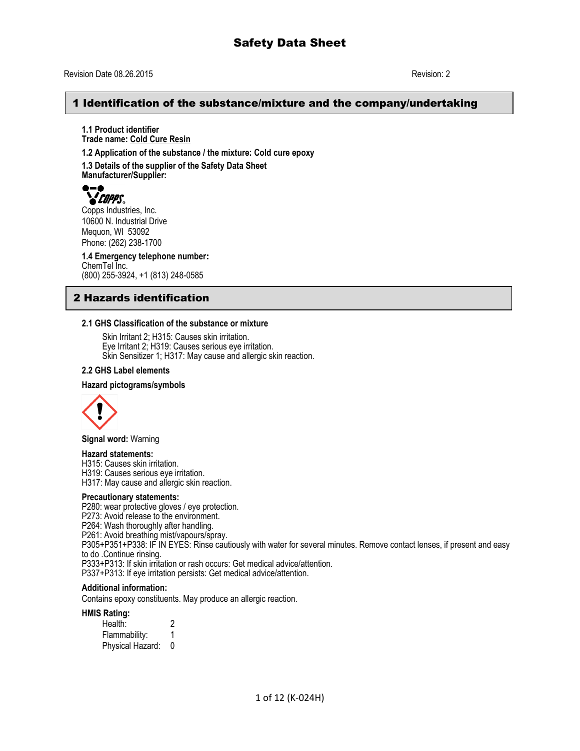# Safety Data Sheet

Revision Date 08.26.2015 Revision: 2

## 1 Identification of the substance/mixture and the company/undertaking

**1.1 Product identifier**
**Trade name: Cold Cure Resin**

**1.2 Application of the substance / the mixture: Cold cure epoxy**

**1.3 Details of the supplier of the Safety Data Sheet**
**Manufacturer/Supplier:**

Copps Industries, Inc.
10600 N. Industrial Drive
Mequon, WI 53092
Phone: (262) 238-1700

**1.4 Emergency telephone number:**
ChemTel Inc.
(800) 255-3924, +1 (813) 248-0585

## 2 Hazards identification

**2.1 GHS Classification of the substance or mixture**

Skin Irritant 2; H315: Causes skin irritation.
Eye Irritant 2; H319: Causes serious eye irritation.
Skin Sensitizer 1; H317: May cause and allergic skin reaction.

**2.2 GHS Label elements**

**Hazard pictograms/symbols**

**Signal word:** Warning

**Hazard statements:**
H315: Causes skin irritation.
H319: Causes serious eye irritation.
H317: May cause and allergic skin reaction.

**Precautionary statements:**
P280: wear protective gloves / eye protection.
P273: Avoid release to the environment.
P264: Wash thoroughly after handling.
P261: Avoid breathing mist/vapours/spray.
P305+P351+P338: IF IN EYES: Rinse cautiously with water for several minutes. Remove contact lenses, if present and easy to do .Continue rinsing.
P333+P313: If skin irritation or rash occurs: Get medical advice/attention.
P337+P313: If eye irritation persists: Get medical advice/attention.

**Additional information:**
Contains epoxy constituents. May produce an allergic reaction.

**HMIS Rating:**

| | |
|---|---|
| Health: | 2 |
| Flammability: | 1 |
| Physical Hazard: | 0 |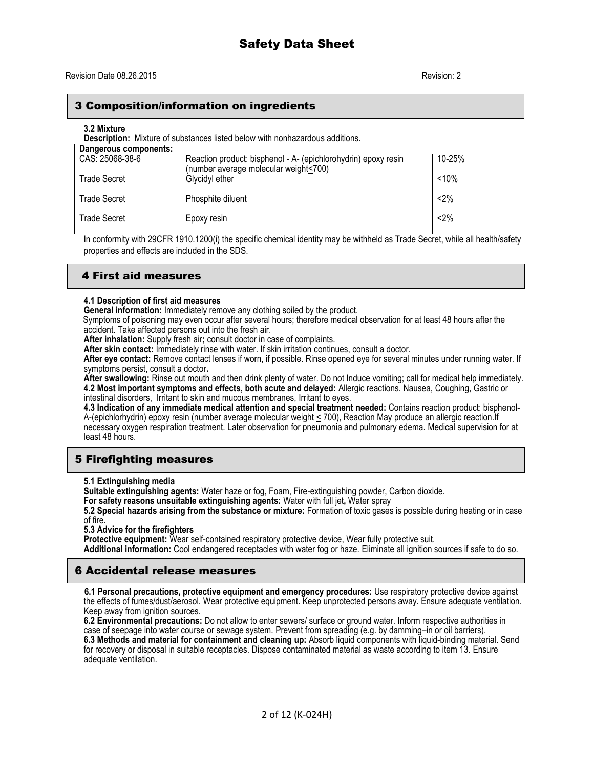# Safety Data Sheet

Revision Date 08.26.2015 Revision: 2

## 3 Composition/information on ingredients

**3.2 Mixture**

**Description:** Mixture of substances listed below with nonhazardous additions.

| Dangerous components: | | |
|---|---|---|
| CAS: 25068-38-6 | Reaction product: bisphenol - A- (epichlorohydrin) epoxy resin (number average molecular weight<700) | 10-25% |
| Trade Secret | Glycidyl ether | <10% |
| Trade Secret | Phosphite diluent | <2% |
| Trade Secret | Epoxy resin | <2% |

In conformity with 29CFR 1910.1200(i) the specific chemical identity may be withheld as Trade Secret, while all health/safety properties and effects are included in the SDS.

## 4 First aid measures

**4.1 Description of first aid measures**

**General information:** Immediately remove any clothing soiled by the product.

Symptoms of poisoning may even occur after several hours; therefore medical observation for at least 48 hours after the accident. Take affected persons out into the fresh air.

**After inhalation:** Supply fresh air**;** consult doctor in case of complaints.

**After skin contact:** Immediately rinse with water. If skin irritation continues, consult a doctor.

**After eye contact:** Remove contact lenses if worn, if possible. Rinse opened eye for several minutes under running water. If symptoms persist, consult a doctor**.**

**After swallowing:** Rinse out mouth and then drink plenty of water. Do not Induce vomiting; call for medical help immediately.

**4.2 Most important symptoms and effects, both acute and delayed:** Allergic reactions. Nausea, Coughing, Gastric or intestinal disorders, Irritant to skin and mucous membranes, Irritant to eyes.

**4.3 Indication of any immediate medical attention and special treatment needed:** Contains reaction product: bisphenol-A-(epichlorhydrin) epoxy resin (number average molecular weight ≤ 700), Reaction May produce an allergic reaction.If necessary oxygen respiration treatment. Later observation for pneumonia and pulmonary edema. Medical supervision for at least 48 hours.

## 5 Firefighting measures

**5.1 Extinguishing media**

**Suitable extinguishing agents:** Water haze or fog, Foam, Fire-extinguishing powder, Carbon dioxide.

**For safety reasons unsuitable extinguishing agents:** Water with full jet**,** Water spray

**5.2 Special hazards arising from the substance or mixture:** Formation of toxic gases is possible during heating or in case of fire.

**5.3 Advice for the firefighters**

**Protective equipment:** Wear self-contained respiratory protective device, Wear fully protective suit.

**Additional information:** Cool endangered receptacles with water fog or haze. Eliminate all ignition sources if safe to do so.

## 6 Accidental release measures

**6.1 Personal precautions, protective equipment and emergency procedures:** Use respiratory protective device against the effects of fumes/dust/aerosol. Wear protective equipment. Keep unprotected persons away. Ensure adequate ventilation. Keep away from ignition sources.

**6.2 Environmental precautions:** Do not allow to enter sewers/ surface or ground water. Inform respective authorities in case of seepage into water course or sewage system. Prevent from spreading (e.g. by damming–in or oil barriers).

**6.3 Methods and material for containment and cleaning up:** Absorb liquid components with liquid-binding material. Send for recovery or disposal in suitable receptacles. Dispose contaminated material as waste according to item 13. Ensure adequate ventilation.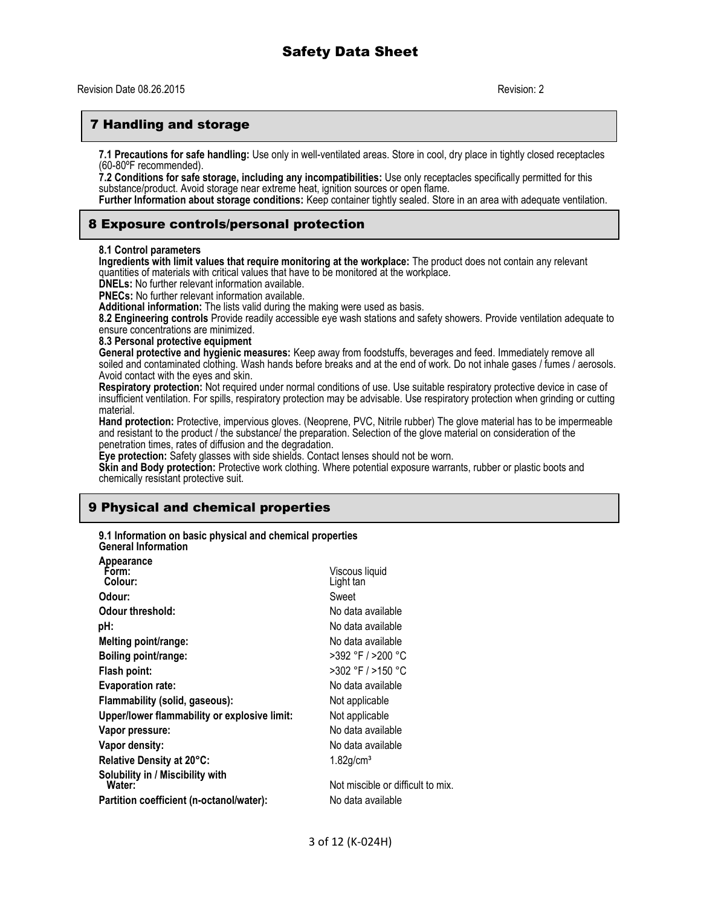# Safety Data Sheet

Revision Date 08.26.2015 Revision: 2

## 7 Handling and storage

**7.1 Precautions for safe handling:** Use only in well-ventilated areas. Store in cool, dry place in tightly closed receptacles (60-80ºF recommended).

**7.2 Conditions for safe storage, including any incompatibilities:** Use only receptacles specifically permitted for this substance/product. Avoid storage near extreme heat, ignition sources or open flame.

**Further Information about storage conditions:** Keep container tightly sealed. Store in an area with adequate ventilation.

## 8 Exposure controls/personal protection

**8.1 Control parameters**

**Ingredients with limit values that require monitoring at the workplace:** The product does not contain any relevant quantities of materials with critical values that have to be monitored at the workplace.

**DNELs:** No further relevant information available.

**PNECs:** No further relevant information available.

**Additional information:** The lists valid during the making were used as basis.

**8.2 Engineering controls** Provide readily accessible eye wash stations and safety showers. Provide ventilation adequate to ensure concentrations are minimized.

**8.3 Personal protective equipment**

**General protective and hygienic measures:** Keep away from foodstuffs, beverages and feed. Immediately remove all soiled and contaminated clothing. Wash hands before breaks and at the end of work. Do not inhale gases / fumes / aerosols. Avoid contact with the eyes and skin.

**Respiratory protection:** Not required under normal conditions of use. Use suitable respiratory protective device in case of insufficient ventilation. For spills, respiratory protection may be advisable. Use respiratory protection when grinding or cutting material.

**Hand protection:** Protective, impervious gloves. (Neoprene, PVC, Nitrile rubber) The glove material has to be impermeable and resistant to the product / the substance/ the preparation. Selection of the glove material on consideration of the penetration times, rates of diffusion and the degradation.

**Eye protection:** Safety glasses with side shields. Contact lenses should not be worn.

**Skin and Body protection:** Protective work clothing. Where potential exposure warrants, rubber or plastic boots and chemically resistant protective suit.

## 9 Physical and chemical properties

**9.1 Information on basic physical and chemical properties**

**General Information**

| Property | Value |
|---|---|
| **Appearance** | |
| **Form:** | Viscous liquid |
| **Colour:** | Light tan |
| **Odour:** | Sweet |
| **Odour threshold:** | No data available |
| **pH:** | No data available |
| **Melting point/range:** | No data available |
| **Boiling point/range:** | >392 °F / >200 °C |
| **Flash point:** | >302 °F / >150 °C |
| **Evaporation rate:** | No data available |
| **Flammability (solid, gaseous):** | Not applicable |
| **Upper/lower flammability or explosive limit:** | Not applicable |
| **Vapor pressure:** | No data available |
| **Vapor density:** | No data available |
| **Relative Density at 20°C:** | 1.82g/cm³ |
| **Solubility in / Miscibility with Water:** | Not miscible or difficult to mix. |
| **Partition coefficient (n-octanol/water):** | No data available |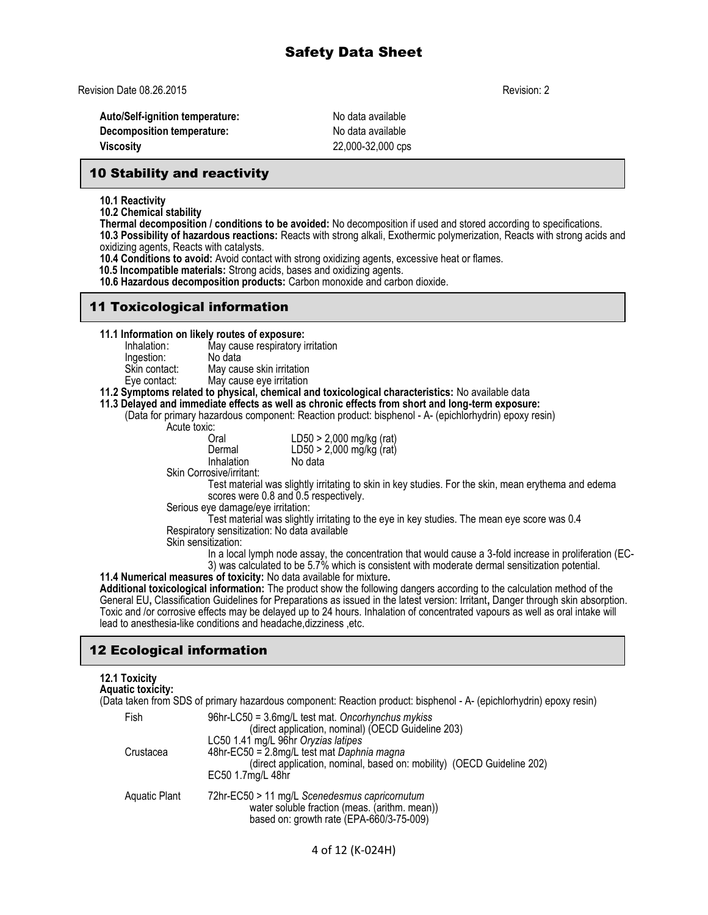| | |
|---|---|
| **Auto/Self-ignition temperature:** | No data available |
| **Decomposition temperature:** | No data available |
| **Viscosity** | 22,000-32,000 cps |

## 10 Stability and reactivity

**10.1 Reactivity**

**10.2 Chemical stability**

**Thermal decomposition / conditions to be avoided:** No decomposition if used and stored according to specifications.

**10.3 Possibility of hazardous reactions:** Reacts with strong alkali, Exothermic polymerization, Reacts with strong acids and oxidizing agents, Reacts with catalysts.

**10.4 Conditions to avoid:** Avoid contact with strong oxidizing agents, excessive heat or flames.

**10.5 Incompatible materials:** Strong acids, bases and oxidizing agents.

**10.6 Hazardous decomposition products:** Carbon monoxide and carbon dioxide.

## 11 Toxicological information

**11.1 Information on likely routes of exposure:**

| | |
|---|---|
| Inhalation: | May cause respiratory irritation |
| Ingestion: | No data |
| Skin contact: | May cause skin irritation |
| Eye contact: | May cause eye irritation |

**11.2 Symptoms related to physical, chemical and toxicological characteristics:** No available data

**11.3 Delayed and immediate effects as well as chronic effects from short and long-term exposure:**

(Data for primary hazardous component: Reaction product: bisphenol - A- (epichlorhydrin) epoxy resin)

Acute toxic:

| | |
|---|---|
| Oral | LD50 > 2,000 mg/kg (rat) |
| Dermal | LD50 > 2,000 mg/kg (rat) |
| Inhalation | No data |

Skin Corrosive/irritant:

Test material was slightly irritating to skin in key studies. For the skin, mean erythema and edema scores were 0.8 and 0.5 respectively.

Serious eye damage/eye irritation:

Test material was slightly irritating to the eye in key studies. The mean eye score was 0.4

Respiratory sensitization: No data available

Skin sensitization:

In a local lymph node assay, the concentration that would cause a 3-fold increase in proliferation (EC-3) was calculated to be 5.7% which is consistent with moderate dermal sensitization potential.

**11.4 Numerical measures of toxicity:** No data available for mixture**.**

**Additional toxicological information:** The product show the following dangers according to the calculation method of the General EU**,** Classification Guidelines for Preparations as issued in the latest version: Irritant**,** Danger through skin absorption. Toxic and /or corrosive effects may be delayed up to 24 hours. Inhalation of concentrated vapours as well as oral intake will lead to anesthesia-like conditions and headache,dizziness ,etc.

## 12 Ecological information

**12.1 Toxicity**

**Aquatic toxicity:**

(Data taken from SDS of primary hazardous component: Reaction product: bisphenol - A- (epichlorhydrin) epoxy resin)

| | |
|---|---|
| Fish | 96hr-LC50 = 3.6mg/L test mat. *Oncorhynchus mykiss* (direct application, nominal) (OECD Guideline 203)<br>LC50 1.41 mg/L 96hr *Oryzias latipes* |
| Crustacea | 48hr-EC50 = 2.8mg/L test mat *Daphnia magna* (direct application, nominal, based on: mobility) (OECD Guideline 202)<br>EC50 1.7mg/L 48hr |
| Aquatic Plant | 72hr-EC50 > 11 mg/L *Scenedesmus capricornutum* water soluble fraction (meas. (arithm. mean)) based on: growth rate (EPA-660/3-75-009) |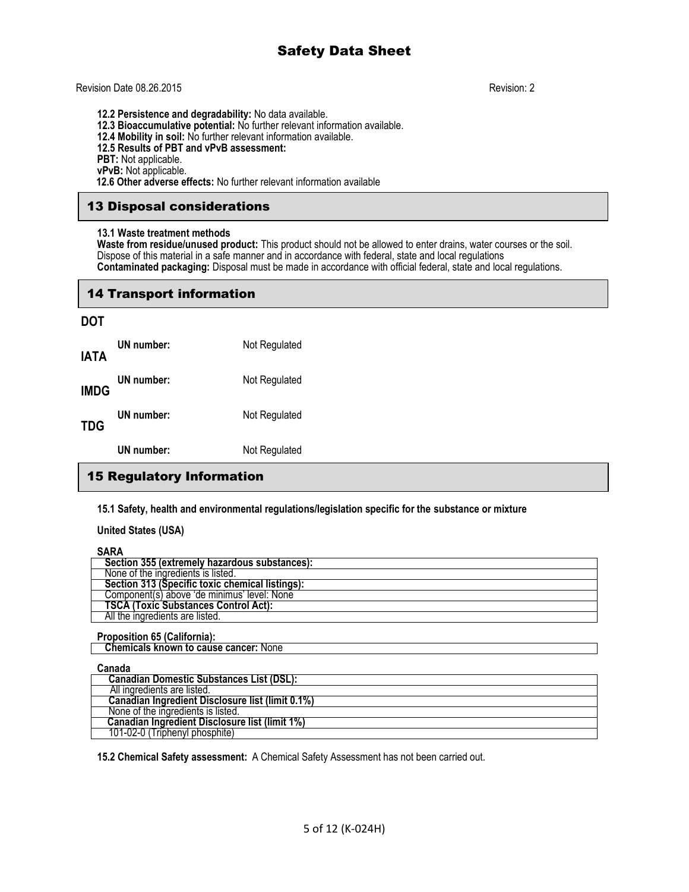**12.2 Persistence and degradability:** No data available.
**12.3 Bioaccumulative potential:** No further relevant information available.
**12.4 Mobility in soil:** No further relevant information available.
**12.5 Results of PBT and vPvB assessment:**
**PBT:** Not applicable.
**vPvB:** Not applicable.
**12.6 Other adverse effects:** No further relevant information available

## 13 Disposal considerations

**13.1 Waste treatment methods**
**Waste from residue/unused product:** This product should not be allowed to enter drains, water courses or the soil. Dispose of this material in a safe manner and in accordance with federal, state and local regulations
**Contaminated packaging:** Disposal must be made in accordance with official federal, state and local regulations.

## 14 Transport information

**DOT**

**UN number:** Not Regulated

**IATA**

**UN number:** Not Regulated

**IMDG**

**UN number:** Not Regulated

**TDG**

**UN number:** Not Regulated

## 15 Regulatory Information

**15.1 Safety, health and environmental regulations/legislation specific for the substance or mixture**

**United States (USA)**

**SARA**

| **Section 355 (extremely hazardous substances):** |
|---|
| None of the ingredients is listed. |
| **Section 313 (Specific toxic chemical listings):** |
| Component(s) above 'de minimus' level: None |
| **TSCA (Toxic Substances Control Act):** |
| All the ingredients are listed. |

**Proposition 65 (California):**

| **Chemicals known to cause cancer:** None |
|---|

**Canada**

| **Canadian Domestic Substances List (DSL):** |
|---|
| All ingredients are listed. |
| **Canadian Ingredient Disclosure list (limit 0.1%)** |
| None of the ingredients is listed. |
| **Canadian Ingredient Disclosure list (limit 1%)** |
| 101-02-0 (Triphenyl phosphite) |

**15.2 Chemical Safety assessment:** A Chemical Safety Assessment has not been carried out.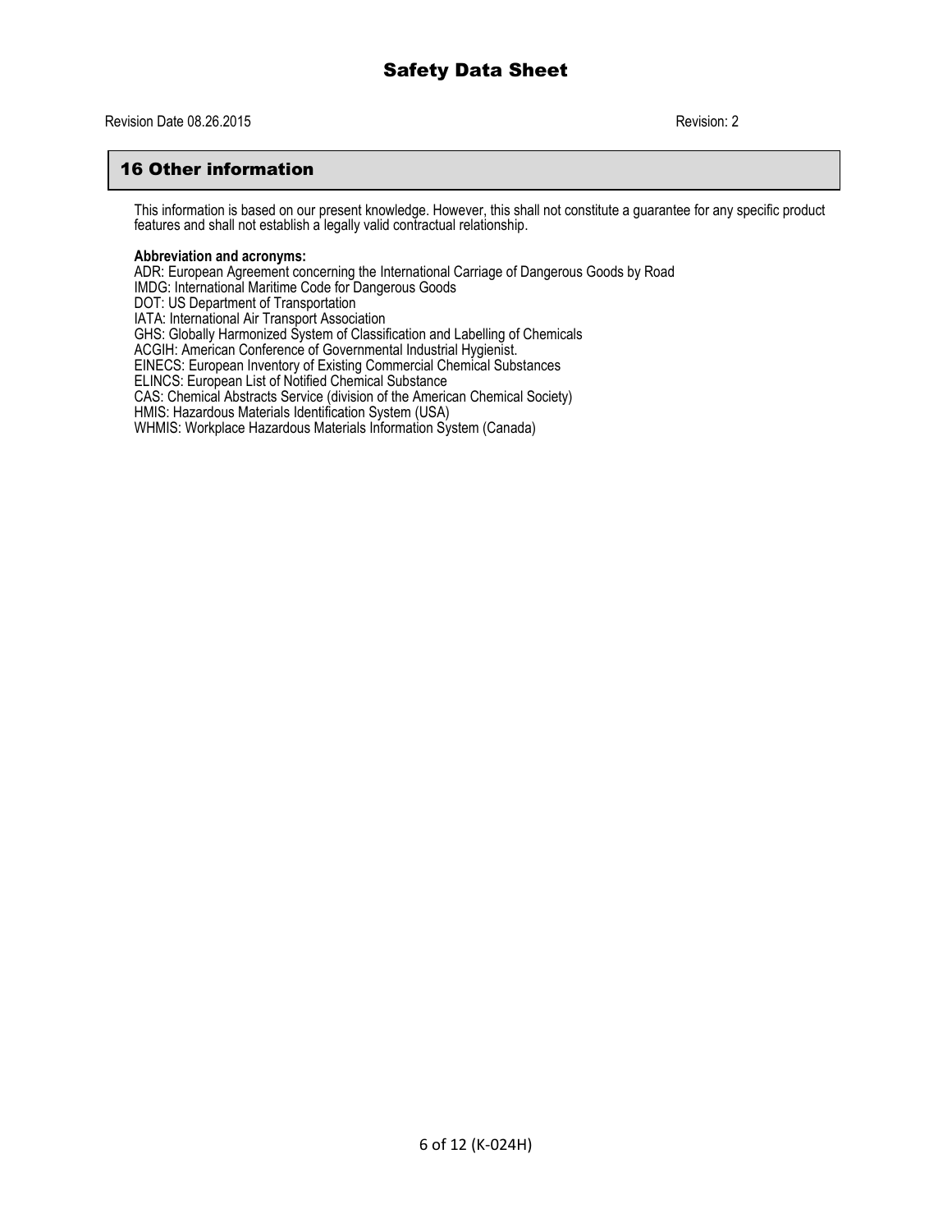## 16 Other information

This information is based on our present knowledge. However, this shall not constitute a guarantee for any specific product features and shall not establish a legally valid contractual relationship.

**Abbreviation and acronyms:**
ADR: European Agreement concerning the International Carriage of Dangerous Goods by Road
IMDG: International Maritime Code for Dangerous Goods
DOT: US Department of Transportation
IATA: International Air Transport Association
GHS: Globally Harmonized System of Classification and Labelling of Chemicals
ACGIH: American Conference of Governmental Industrial Hygienist.
EINECS: European Inventory of Existing Commercial Chemical Substances
ELINCS: European List of Notified Chemical Substance
CAS: Chemical Abstracts Service (division of the American Chemical Society)
HMIS: Hazardous Materials Identification System (USA)
WHMIS: Workplace Hazardous Materials Information System (Canada)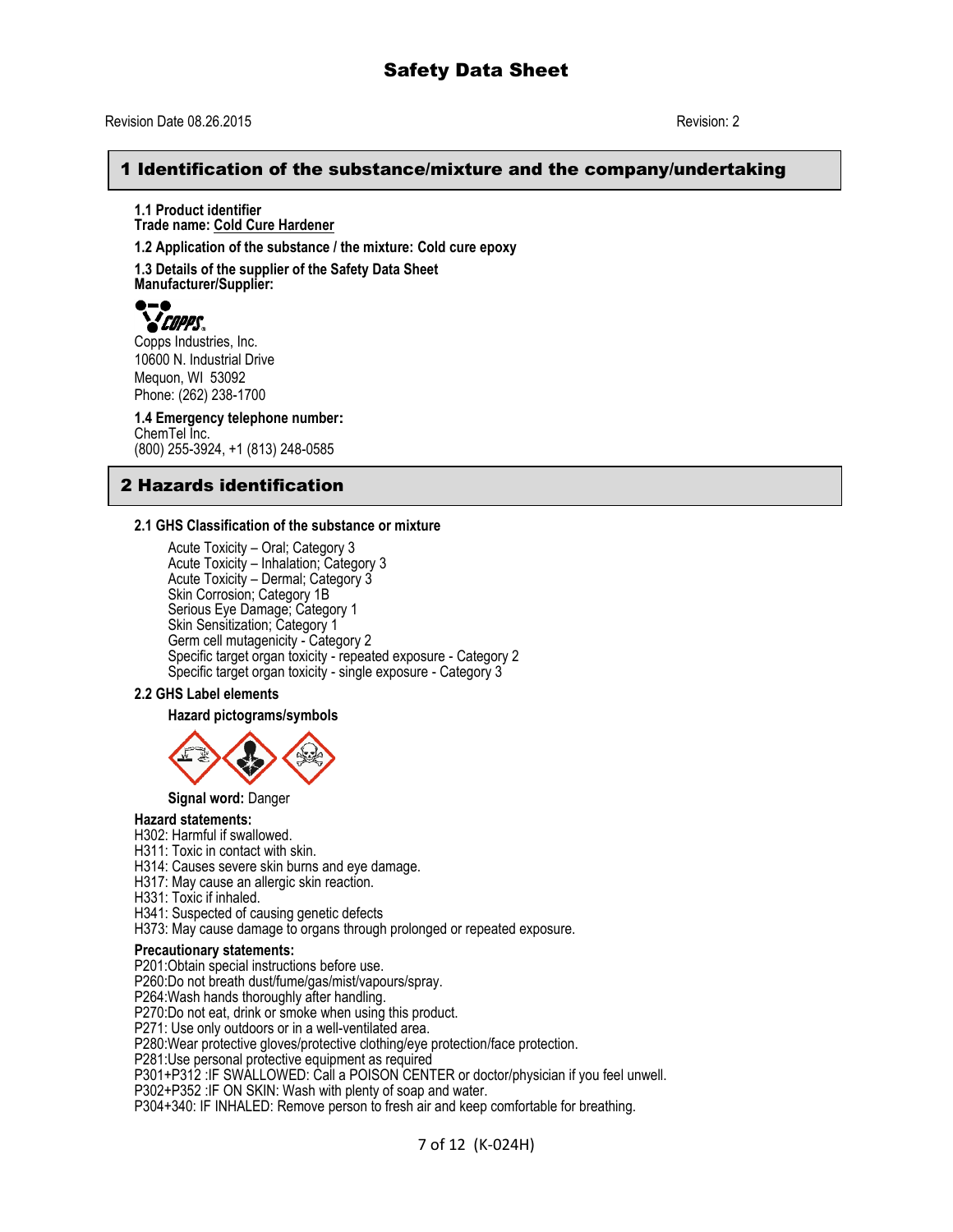# Safety Data Sheet

Revision Date 08.26.2015 Revision: 2

## 1 Identification of the substance/mixture and the company/undertaking

**1.1 Product identifier**
**Trade name: Cold Cure Hardener**

**1.2 Application of the substance / the mixture: Cold cure epoxy**

**1.3 Details of the supplier of the Safety Data Sheet**
**Manufacturer/Supplier:**

COPPS

Copps Industries, Inc.
10600 N. Industrial Drive
Mequon, WI 53092
Phone: (262) 238-1700

**1.4 Emergency telephone number:**
ChemTel Inc.
(800) 255-3924, +1 (813) 248-0585

## 2 Hazards identification

**2.1 GHS Classification of the substance or mixture**

Acute Toxicity – Oral; Category 3
Acute Toxicity – Inhalation; Category 3
Acute Toxicity – Dermal; Category 3
Skin Corrosion; Category 1B
Serious Eye Damage; Category 1
Skin Sensitization; Category 1
Germ cell mutagenicity - Category 2
Specific target organ toxicity - repeated exposure - Category 2
Specific target organ toxicity - single exposure - Category 3

**2.2 GHS Label elements**

**Hazard pictograms/symbols**

**Signal word:** Danger

**Hazard statements:**
H302: Harmful if swallowed.
H311: Toxic in contact with skin.
H314: Causes severe skin burns and eye damage.
H317: May cause an allergic skin reaction.
H331: Toxic if inhaled.
H341: Suspected of causing genetic defects
H373: May cause damage to organs through prolonged or repeated exposure.

**Precautionary statements:**
P201:Obtain special instructions before use.
P260:Do not breath dust/fume/gas/mist/vapours/spray.
P264:Wash hands thoroughly after handling.
P270:Do not eat, drink or smoke when using this product.
P271: Use only outdoors or in a well-ventilated area.
P280:Wear protective gloves/protective clothing/eye protection/face protection.
P281:Use personal protective equipment as required
P301+P312 :IF SWALLOWED: Call a POISON CENTER or doctor/physician if you feel unwell.
P302+P352 :IF ON SKIN: Wash with plenty of soap and water.
P304+340: IF INHALED: Remove person to fresh air and keep comfortable for breathing.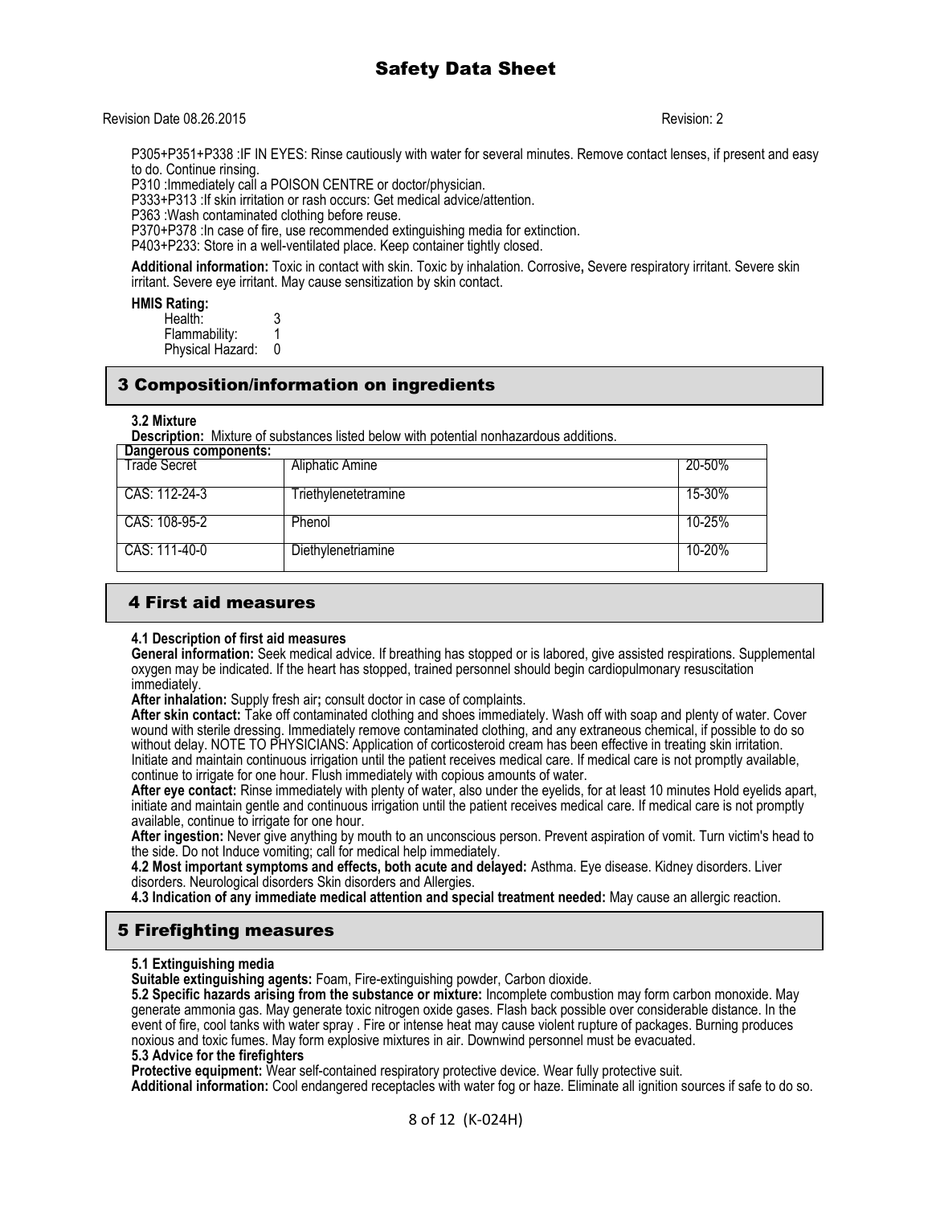P305+P351+P338 :IF IN EYES: Rinse cautiously with water for several minutes. Remove contact lenses, if present and easy to do. Continue rinsing.
P310 :Immediately call a POISON CENTRE or doctor/physician.
P333+P313 :If skin irritation or rash occurs: Get medical advice/attention.
P363 :Wash contaminated clothing before reuse.
P370+P378 :In case of fire, use recommended extinguishing media for extinction.
P403+P233: Store in a well-ventilated place. Keep container tightly closed.

**Additional information:** Toxic in contact with skin. Toxic by inhalation. Corrosive**,** Severe respiratory irritant. Severe skin irritant. Severe eye irritant. May cause sensitization by skin contact.

**HMIS Rating:**
Health: 3
Flammability: 1
Physical Hazard: 0

## 3 Composition/information on ingredients

**3.2 Mixture**
**Description:** Mixture of substances listed below with potential nonhazardous additions.

| Dangerous components: | | |
|---|---|---|
| Trade Secret | Aliphatic Amine | 20-50% |
| CAS: 112-24-3 | Triethylenetetramine | 15-30% |
| CAS: 108-95-2 | Phenol | 10-25% |
| CAS: 111-40-0 | Diethylenetriamine | 10-20% |

## 4 First aid measures

**4.1 Description of first aid measures**
**General information:** Seek medical advice. If breathing has stopped or is labored, give assisted respirations. Supplemental oxygen may be indicated. If the heart has stopped, trained personnel should begin cardiopulmonary resuscitation immediately.
**After inhalation:** Supply fresh air**;** consult doctor in case of complaints.
**After skin contact:** Take off contaminated clothing and shoes immediately. Wash off with soap and plenty of water. Cover wound with sterile dressing. Immediately remove contaminated clothing, and any extraneous chemical, if possible to do so without delay. NOTE TO PHYSICIANS: Application of corticosteroid cream has been effective in treating skin irritation. Initiate and maintain continuous irrigation until the patient receives medical care. If medical care is not promptly available, continue to irrigate for one hour. Flush immediately with copious amounts of water.
**After eye contact:** Rinse immediately with plenty of water, also under the eyelids, for at least 10 minutes Hold eyelids apart, initiate and maintain gentle and continuous irrigation until the patient receives medical care. If medical care is not promptly available, continue to irrigate for one hour.
**After ingestion:** Never give anything by mouth to an unconscious person. Prevent aspiration of vomit. Turn victim's head to the side. Do not Induce vomiting; call for medical help immediately.
**4.2 Most important symptoms and effects, both acute and delayed:** Asthma. Eye disease. Kidney disorders. Liver disorders. Neurological disorders Skin disorders and Allergies.
**4.3 Indication of any immediate medical attention and special treatment needed:** May cause an allergic reaction.

## 5 Firefighting measures

**5.1 Extinguishing media**
**Suitable extinguishing agents:** Foam, Fire-extinguishing powder, Carbon dioxide.
**5.2 Specific hazards arising from the substance or mixture:** Incomplete combustion may form carbon monoxide. May generate ammonia gas. May generate toxic nitrogen oxide gases. Flash back possible over considerable distance. In the event of fire, cool tanks with water spray . Fire or intense heat may cause violent rupture of packages. Burning produces noxious and toxic fumes. May form explosive mixtures in air. Downwind personnel must be evacuated.
**5.3 Advice for the firefighters**
**Protective equipment:** Wear self-contained respiratory protective device. Wear fully protective suit.
**Additional information:** Cool endangered receptacles with water fog or haze. Eliminate all ignition sources if safe to do so.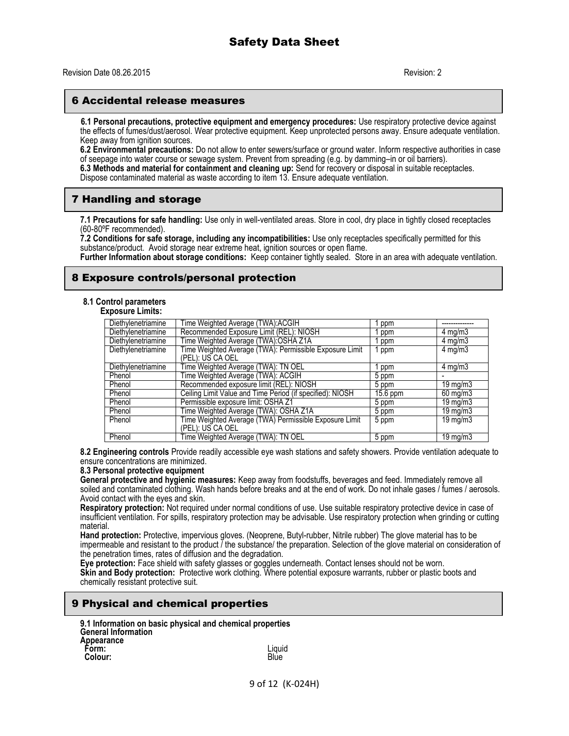# Safety Data Sheet

Revision Date 08.26.2015 Revision: 2

## 6 Accidental release measures

**6.1 Personal precautions, protective equipment and emergency procedures:** Use respiratory protective device against the effects of fumes/dust/aerosol. Wear protective equipment. Keep unprotected persons away. Ensure adequate ventilation. Keep away from ignition sources.

**6.2 Environmental precautions:** Do not allow to enter sewers/surface or ground water. Inform respective authorities in case of seepage into water course or sewage system. Prevent from spreading (e.g. by damming–in or oil barriers).

**6.3 Methods and material for containment and cleaning up:** Send for recovery or disposal in suitable receptacles. Dispose contaminated material as waste according to item 13. Ensure adequate ventilation.

## 7 Handling and storage

**7.1 Precautions for safe handling:** Use only in well-ventilated areas. Store in cool, dry place in tightly closed receptacles (60-80ºF recommended).

**7.2 Conditions for safe storage, including any incompatibilities:** Use only receptacles specifically permitted for this substance/product. Avoid storage near extreme heat, ignition sources or open flame.

**Further Information about storage conditions:** Keep container tightly sealed. Store in an area with adequate ventilation.

## 8 Exposure controls/personal protection

**8.1 Control parameters**

**Exposure Limits:**

| | | | |
|---|---|---|---|
| Diethylenetriamine | Time Weighted Average (TWA):ACGIH | 1 ppm | -------------- |
| Diethylenetriamine | Recommended Exposure Limit (REL): NIOSH | 1 ppm | 4 mg/m3 |
| Diethylenetriamine | Time Weighted Average (TWA):OSHA Z1A | 1 ppm | 4 mg/m3 |
| Diethylenetriamine | Time Weighted Average (TWA): Permissible Exposure Limit (PEL): US CA OEL | 1 ppm | 4 mg/m3 |
| Diethylenetriamine | Time Weighted Average (TWA): TN OEL | 1 ppm | 4 mg/m3 |
| Phenol | Time Weighted Average (TWA): ACGIH | 5 ppm | - |
| Phenol | Recommended exposure limit (REL): NIOSH | 5 ppm | 19 mg/m3 |
| Phenol | Ceiling Limit Value and Time Period (if specified): NIOSH | 15.6 ppm | 60 mg/m3 |
| Phenol | Permissible exposure limit: OSHA Z1 | 5 ppm | 19 mg/m3 |
| Phenol | Time Weighted Average (TWA): OSHA Z1A | 5 ppm | 19 mg/m3 |
| Phenol | Time Weighted Average (TWA) Permissible Exposure Limit (PEL): US CA OEL | 5 ppm | 19 mg/m3 |
| Phenol | Time Weighted Average (TWA): TN OEL | 5 ppm | 19 mg/m3 |

**8.2 Engineering controls** Provide readily accessible eye wash stations and safety showers. Provide ventilation adequate to ensure concentrations are minimized.

**8.3 Personal protective equipment**

**General protective and hygienic measures:** Keep away from foodstuffs, beverages and feed. Immediately remove all soiled and contaminated clothing. Wash hands before breaks and at the end of work. Do not inhale gases / fumes / aerosols. Avoid contact with the eyes and skin.

**Respiratory protection:** Not required under normal conditions of use. Use suitable respiratory protective device in case of insufficient ventilation. For spills, respiratory protection may be advisable. Use respiratory protection when grinding or cutting material.

**Hand protection:** Protective, impervious gloves. (Neoprene, Butyl-rubber, Nitrile rubber) The glove material has to be impermeable and resistant to the product / the substance/ the preparation. Selection of the glove material on consideration of the penetration times, rates of diffusion and the degradation.

**Eye protection:** Face shield with safety glasses or goggles underneath. Contact lenses should not be worn.

**Skin and Body protection:** Protective work clothing. Where potential exposure warrants, rubber or plastic boots and chemically resistant protective suit.

## 9 Physical and chemical properties

**9.1 Information on basic physical and chemical properties**

**General Information**

**Appearance**

**Form:** Liquid

**Colour:** Blue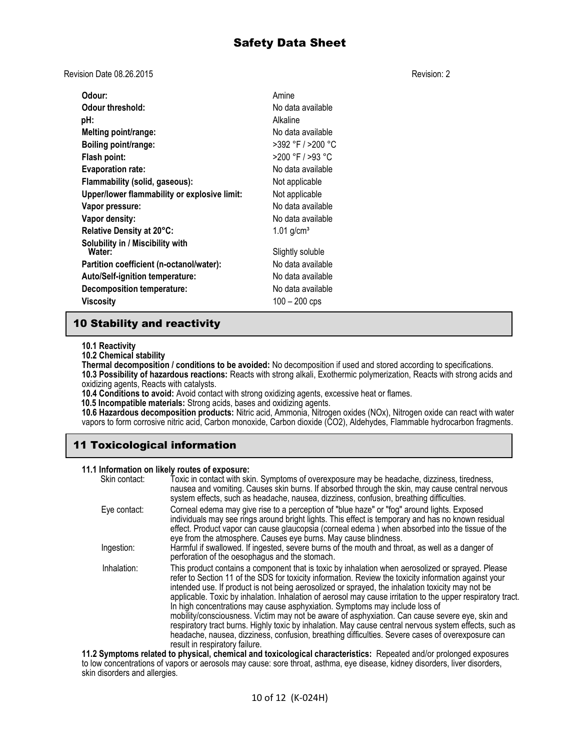| Property | Value |
| --- | --- |
| **Odour:** | Amine |
| **Odour threshold:** | No data available |
| **pH:** | Alkaline |
| **Melting point/range:** | No data available |
| **Boiling point/range:** | >392 °F / >200 °C |
| **Flash point:** | >200 °F / >93 °C |
| **Evaporation rate:** | No data available |
| **Flammability (solid, gaseous):** | Not applicable |
| **Upper/lower flammability or explosive limit:** | Not applicable |
| **Vapor pressure:** | No data available |
| **Vapor density:** | No data available |
| **Relative Density at 20°C:** | 1.01 g/cm³ |
| **Solubility in / Miscibility with Water:** | Slightly soluble |
| **Partition coefficient (n-octanol/water):** | No data available |
| **Auto/Self-ignition temperature:** | No data available |
| **Decomposition temperature:** | No data available |
| **Viscosity** | 100 – 200 cps |

## 10 Stability and reactivity

**10.1 Reactivity**

**10.2 Chemical stability**

**Thermal decomposition / conditions to be avoided:** No decomposition if used and stored according to specifications.

**10.3 Possibility of hazardous reactions:** Reacts with strong alkali, Exothermic polymerization, Reacts with strong acids and oxidizing agents, Reacts with catalysts.

**10.4 Conditions to avoid:** Avoid contact with strong oxidizing agents, excessive heat or flames.

**10.5 Incompatible materials:** Strong acids, bases and oxidizing agents.

**10.6 Hazardous decomposition products:** Nitric acid, Ammonia, Nitrogen oxides (NOx), Nitrogen oxide can react with water vapors to form corrosive nitric acid, Carbon monoxide, Carbon dioxide ($CO_2$), Aldehydes, Flammable hydrocarbon fragments.

## 11 Toxicological information

**11.1 Information on likely routes of exposure:**

Skin contact: Toxic in contact with skin. Symptoms of overexposure may be headache, dizziness, tiredness, nausea and vomiting. Causes skin burns. If absorbed through the skin, may cause central nervous system effects, such as headache, nausea, dizziness, confusion, breathing difficulties.

Eye contact: Corneal edema may give rise to a perception of "blue haze" or "fog" around lights. Exposed individuals may see rings around bright lights. This effect is temporary and has no known residual effect. Product vapor can cause glaucopsia (corneal edema ) when absorbed into the tissue of the eye from the atmosphere. Causes eye burns. May cause blindness.

Ingestion: Harmful if swallowed. If ingested, severe burns of the mouth and throat, as well as a danger of perforation of the oesophagus and the stomach.

Inhalation: This product contains a component that is toxic by inhalation when aerosolized or sprayed. Please refer to Section 11 of the SDS for toxicity information. Review the toxicity information against your intended use. If product is not being aerosolized or sprayed, the inhalation toxicity may not be applicable. Toxic by inhalation. Inhalation of aerosol may cause irritation to the upper respiratory tract. In high concentrations may cause asphyxiation. Symptoms may include loss of mobility/consciousness. Victim may not be aware of asphyxiation. Can cause severe eye, skin and respiratory tract burns. Highly toxic by inhalation. May cause central nervous system effects, such as headache, nausea, dizziness, confusion, breathing difficulties. Severe cases of overexposure can result in respiratory failure.

**11.2 Symptoms related to physical, chemical and toxicological characteristics:** Repeated and/or prolonged exposures to low concentrations of vapors or aerosols may cause: sore throat, asthma, eye disease, kidney disorders, liver disorders, skin disorders and allergies.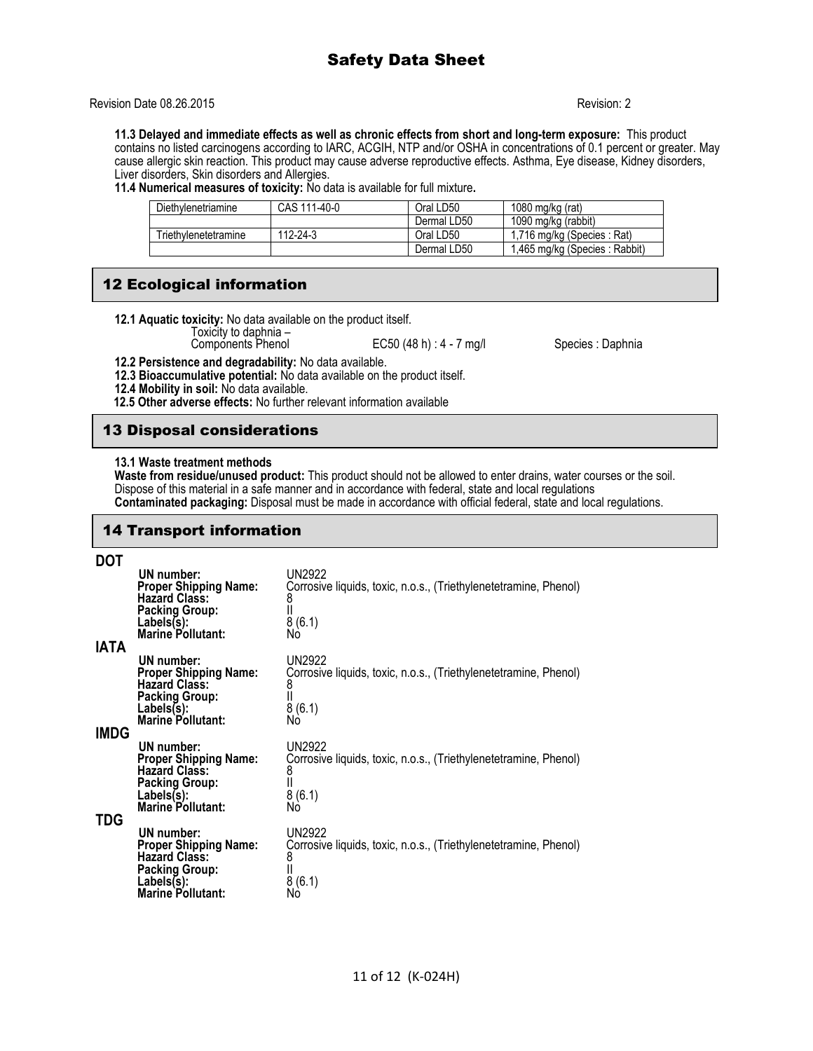**11.3 Delayed and immediate effects as well as chronic effects from short and long-term exposure:** This product contains no listed carcinogens according to IARC, ACGIH, NTP and/or OSHA in concentrations of 0.1 percent or greater. May cause allergic skin reaction. This product may cause adverse reproductive effects. Asthma, Eye disease, Kidney disorders, Liver disorders, Skin disorders and Allergies.

**11.4 Numerical measures of toxicity:** No data is available for full mixture**.**

| Diethylenetriamine | CAS 111-40-0 | Oral LD50 | 1080 mg/kg (rat) |
|---|---|---|---|
| | | Dermal LD50 | 1090 mg/kg (rabbit) |
| Triethylenetetramine | 112-24-3 | Oral LD50 | 1,716 mg/kg (Species : Rat) |
| | | Dermal LD50 | 1,465 mg/kg (Species : Rabbit) |

## 12 Ecological information

**12.1 Aquatic toxicity:** No data available on the product itself.

Toxicity to daphnia –
Components Phenol EC50 (48 h) : 4 - 7 mg/l Species : Daphnia

**12.2 Persistence and degradability:** No data available.

**12.3 Bioaccumulative potential:** No data available on the product itself.

**12.4 Mobility in soil:** No data available.

**12.5 Other adverse effects:** No further relevant information available

## 13 Disposal considerations

**13.1 Waste treatment methods**

**Waste from residue/unused product:** This product should not be allowed to enter drains, water courses or the soil. Dispose of this material in a safe manner and in accordance with federal, state and local regulations

**Contaminated packaging:** Disposal must be made in accordance with official federal, state and local regulations.

## 14 Transport information

**DOT**

**UN number:** UN2922
**Proper Shipping Name:** Corrosive liquids, toxic, n.o.s., (Triethylenetetramine, Phenol)
**Hazard Class:** 8
**Packing Group:** II
**Labels(s):** 8 (6.1)
**Marine Pollutant:** No

**IATA**

**UN number:** UN2922
**Proper Shipping Name:** Corrosive liquids, toxic, n.o.s., (Triethylenetetramine, Phenol)
**Hazard Class:** 8
**Packing Group:** II
**Labels(s):** 8 (6.1)
**Marine Pollutant:** No

**IMDG**

**UN number:** UN2922
**Proper Shipping Name:** Corrosive liquids, toxic, n.o.s., (Triethylenetetramine, Phenol)
**Hazard Class:** 8
**Packing Group:** II
**Labels(s):** 8 (6.1)
**Marine Pollutant:** No

**TDG**

**UN number:** UN2922
**Proper Shipping Name:** Corrosive liquids, toxic, n.o.s., (Triethylenetetramine, Phenol)
**Hazard Class:** 8
**Packing Group:** II
**Labels(s):** 8 (6.1)
**Marine Pollutant:** No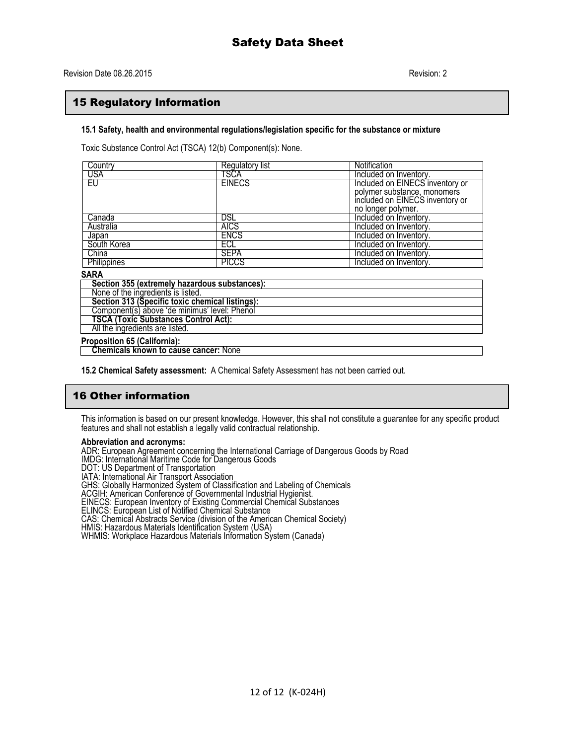## 15 Regulatory Information

**15.1 Safety, health and environmental regulations/legislation specific for the substance or mixture**

Toxic Substance Control Act (TSCA) 12(b) Component(s): None.

| Country | Regulatory list | Notification |
|---|---|---|
| USA | TSCA | Included on Inventory. |
| EU | EINECS | Included on EINECS inventory or polymer substance, monomers included on EINECS inventory or no longer polymer. |
| Canada | DSL | Included on Inventory. |
| Australia | AICS | Included on Inventory. |
| Japan | ENCS | Included on Inventory. |
| South Korea | ECL | Included on Inventory. |
| China | SEPA | Included on Inventory. |
| Philippines | PICCS | Included on Inventory. |

**SARA**

| |
|---|
| **Section 355 (extremely hazardous substances):** |
| None of the ingredients is listed. |
| **Section 313 (Specific toxic chemical listings):** |
| Component(s) above 'de minimus' level: Phenol |
| **TSCA (Toxic Substances Control Act):** |
| All the ingredients are listed. |

**Proposition 65 (California):**

| |
|---|
| **Chemicals known to cause cancer:** None |

**15.2 Chemical Safety assessment:** A Chemical Safety Assessment has not been carried out.

## 16 Other information

This information is based on our present knowledge. However, this shall not constitute a guarantee for any specific product features and shall not establish a legally valid contractual relationship.

**Abbreviation and acronyms:**

ADR: European Agreement concerning the International Carriage of Dangerous Goods by Road
IMDG: International Maritime Code for Dangerous Goods
DOT: US Department of Transportation
IATA: International Air Transport Association
GHS: Globally Harmonized System of Classification and Labeling of Chemicals
ACGIH: American Conference of Governmental Industrial Hygienist.
EINECS: European Inventory of Existing Commercial Chemical Substances
ELINCS: European List of Notified Chemical Substance
CAS: Chemical Abstracts Service (division of the American Chemical Society)
HMIS: Hazardous Materials Identification System (USA)
WHMIS: Workplace Hazardous Materials Information System (Canada)